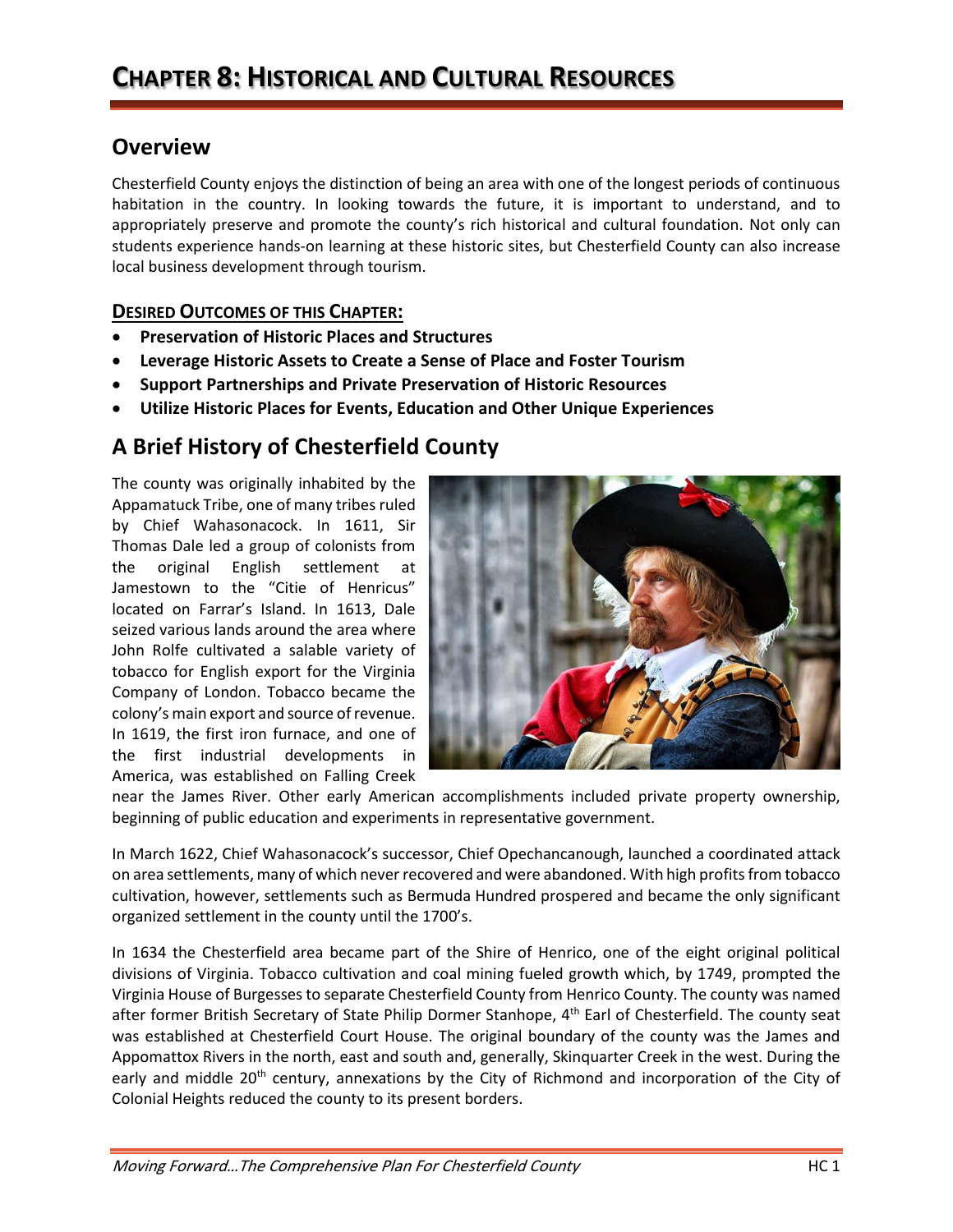# CHAPTER 8: HISTORICAL AND CULTURAL RESOURCES

## Overview

Chesterfield County enjoys the distinction of being an area with one of the longest periods of continuous habitation in the country. In looking towards the future, it is important to understand, and to appropriately preserve and promote the county's rich historical and cultural foundation. Not only can students experience hands-on learning at these historic sites, but Chesterfield County can also increase local business development through tourism.

### DESIRED OUTCOMES OF THIS CHAPTER:

- **Preservation of Historic Places and Structures**
- **Leverage Historic Assets to Create a Sense of Place and Foster Tourism**
- **Support Partnerships and Private Preservation of Historic Resources**
- **Utilize Historic Places for Events, Education and Other Unique Experiences**

## A Brief History of Chesterfield County

The county was originally inhabited by the Appamatuck Tribe, one of many tribes ruled by Chief Wahasonacock. In 1611, Sir Thomas Dale led a group of colonists from the original English settlement at Jamestown to the "Citie of Henricus" located on Farrar's Island. In 1613, Dale seized various lands around the area where John Rolfe cultivated a salable variety of tobacco for English export for the Virginia Company of London. Tobacco became the colony's main export and source of revenue. In 1619, the first iron furnace, and one of the first industrial developments in America, was established on Falling Creek near the James River. Other early American accomplishments included private property ownership, beginning of public education and experiments in representative government.

In March 1622, Chief Wahasonacock's successor, Chief Opechancanough, launched a coordinated attack on area settlements, many of which never recovered and were abandoned. With high profits from tobacco cultivation, however, settlements such as Bermuda Hundred prospered and became the only significant organized settlement in the county until the 1700's.

In 1634 the Chesterfield area became part of the Shire of Henrico, one of the eight original political divisions of Virginia. Tobacco cultivation and coal mining fueled growth which, by 1749, prompted the Virginia House of Burgesses to separate Chesterfield County from Henrico County. The county was named after former British Secretary of State Philip Dormer Stanhope, 4th Earl of Chesterfield. The county seat was established at Chesterfield Court House. The original boundary of the county was the James and Appomattox Rivers in the north, east and south and, generally, Skinquarter Creek in the west. During the early and middle 20th century, annexations by the City of Richmond and incorporation of the City of Colonial Heights reduced the county to its present borders.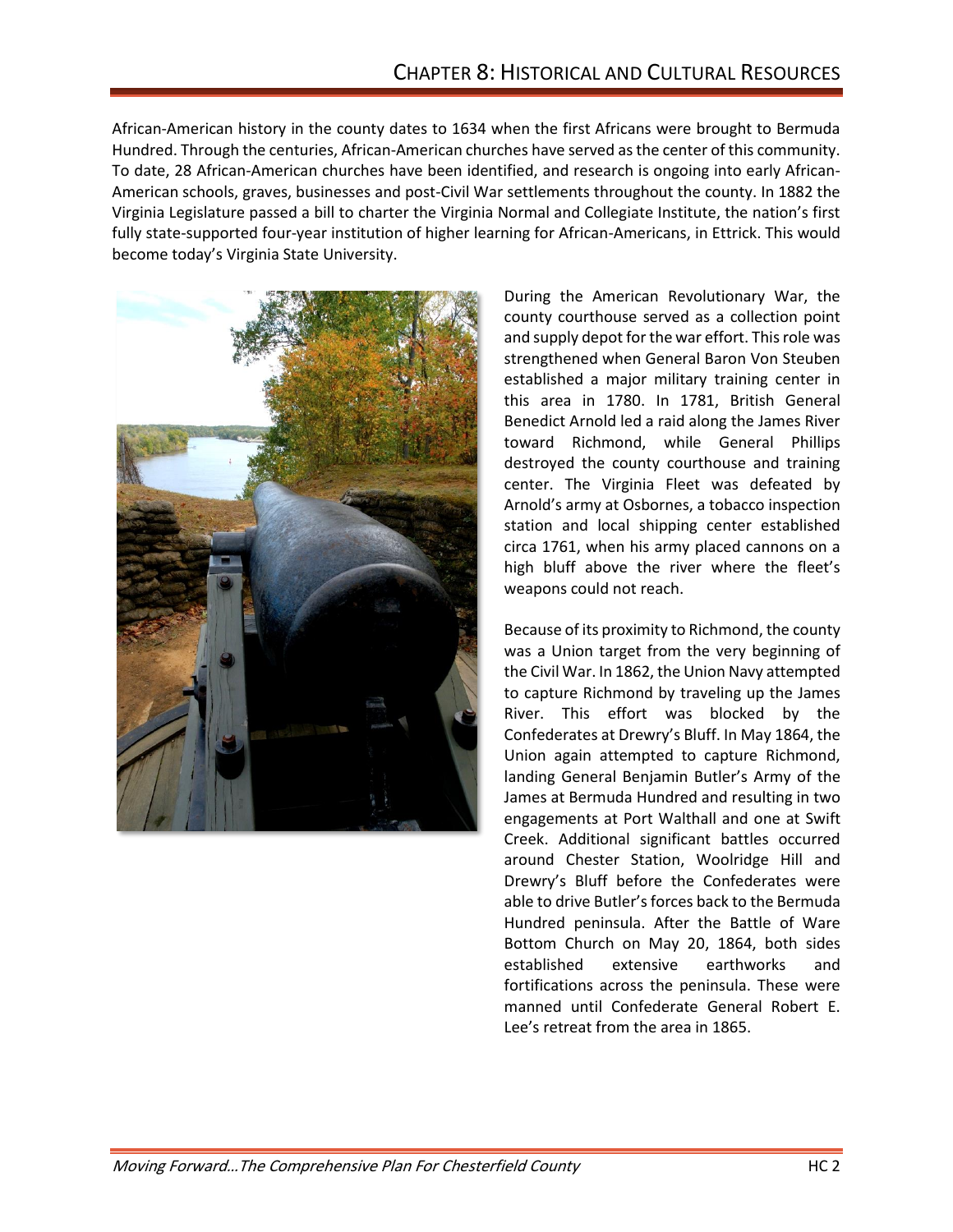African-American history in the county dates to 1634 when the first Africans were brought to Bermuda Hundred. Through the centuries, African-American churches have served as the center of this community. To date, 28 African-American churches have been identified, and research is ongoing into early African-American schools, graves, businesses and post-Civil War settlements throughout the county. In 1882 the Virginia Legislature passed a bill to charter the Virginia Normal and Collegiate Institute, the nation's first fully state-supported four-year institution of higher learning for African-Americans, in Ettrick. This would become today's Virginia State University.

During the American Revolutionary War, the county courthouse served as a collection point and supply depot for the war effort. This role was strengthened when General Baron Von Steuben established a major military training center in this area in 1780. In 1781, British General Benedict Arnold led a raid along the James River toward Richmond, while General Phillips destroyed the county courthouse and training center. The Virginia Fleet was defeated by Arnold's army at Osbornes, a tobacco inspection station and local shipping center established circa 1761, when his army placed cannons on a high bluff above the river where the fleet's weapons could not reach.

Because of its proximity to Richmond, the county was a Union target from the very beginning of the Civil War. In 1862, the Union Navy attempted to capture Richmond by traveling up the James River. This effort was blocked by the Confederates at Drewry's Bluff. In May 1864, the Union again attempted to capture Richmond, landing General Benjamin Butler's Army of the James at Bermuda Hundred and resulting in two engagements at Port Walthall and one at Swift Creek. Additional significant battles occurred around Chester Station, Woolridge Hill and Drewry's Bluff before the Confederates were able to drive Butler's forces back to the Bermuda Hundred peninsula. After the Battle of Ware Bottom Church on May 20, 1864, both sides established extensive earthworks and fortifications across the peninsula. These were manned until Confederate General Robert E. Lee's retreat from the area in 1865.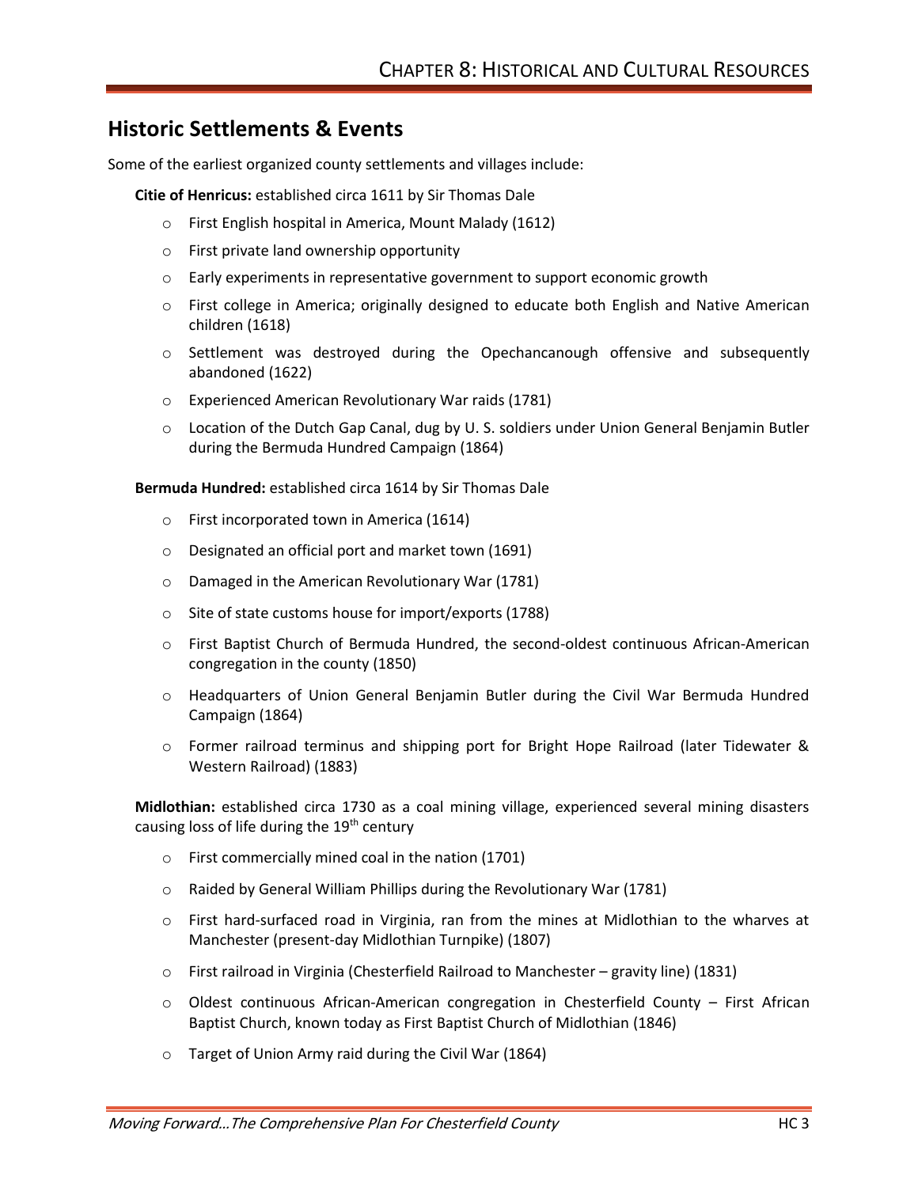## Historic Settlements & Events

Some of the earliest organized county settlements and villages include:

**Citie of Henricus:** established circa 1611 by Sir Thomas Dale

- First English hospital in America, Mount Malady (1612)
- First private land ownership opportunity
- Early experiments in representative government to support economic growth
- First college in America; originally designed to educate both English and Native American children (1618)
- Settlement was destroyed during the Opechancanough offensive and subsequently abandoned (1622)
- Experienced American Revolutionary War raids (1781)
- Location of the Dutch Gap Canal, dug by U. S. soldiers under Union General Benjamin Butler during the Bermuda Hundred Campaign (1864)

**Bermuda Hundred:** established circa 1614 by Sir Thomas Dale

- First incorporated town in America (1614)
- Designated an official port and market town (1691)
- Damaged in the American Revolutionary War (1781)
- Site of state customs house for import/exports (1788)
- First Baptist Church of Bermuda Hundred, the second-oldest continuous African-American congregation in the county (1850)
- Headquarters of Union General Benjamin Butler during the Civil War Bermuda Hundred Campaign (1864)
- Former railroad terminus and shipping port for Bright Hope Railroad (later Tidewater & Western Railroad) (1883)

**Midlothian:** established circa 1730 as a coal mining village, experienced several mining disasters causing loss of life during the 19th century

- First commercially mined coal in the nation (1701)
- Raided by General William Phillips during the Revolutionary War (1781)
- First hard-surfaced road in Virginia, ran from the mines at Midlothian to the wharves at Manchester (present-day Midlothian Turnpike) (1807)
- First railroad in Virginia (Chesterfield Railroad to Manchester – gravity line) (1831)
- Oldest continuous African-American congregation in Chesterfield County – First African Baptist Church, known today as First Baptist Church of Midlothian (1846)
- Target of Union Army raid during the Civil War (1864)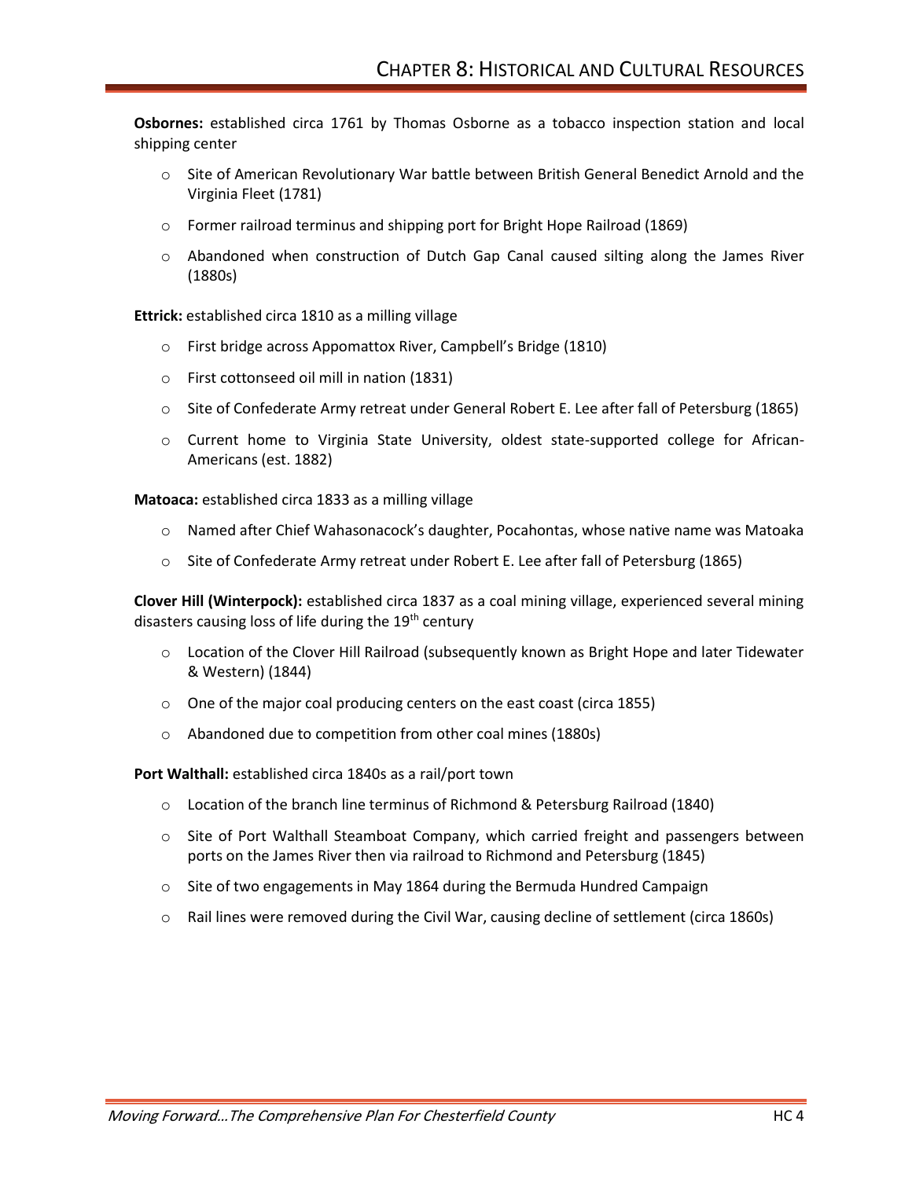**Osbornes:** established circa 1761 by Thomas Osborne as a tobacco inspection station and local shipping center

- Site of American Revolutionary War battle between British General Benedict Arnold and the Virginia Fleet (1781)
- Former railroad terminus and shipping port for Bright Hope Railroad (1869)
- Abandoned when construction of Dutch Gap Canal caused silting along the James River (1880s)

**Ettrick:** established circa 1810 as a milling village

- First bridge across Appomattox River, Campbell's Bridge (1810)
- First cottonseed oil mill in nation (1831)
- Site of Confederate Army retreat under General Robert E. Lee after fall of Petersburg (1865)
- Current home to Virginia State University, oldest state-supported college for African-Americans (est. 1882)

**Matoaca:** established circa 1833 as a milling village

- Named after Chief Wahasonacock's daughter, Pocahontas, whose native name was Matoaka
- Site of Confederate Army retreat under Robert E. Lee after fall of Petersburg (1865)

**Clover Hill (Winterpock):** established circa 1837 as a coal mining village, experienced several mining disasters causing loss of life during the 19th century

- Location of the Clover Hill Railroad (subsequently known as Bright Hope and later Tidewater & Western) (1844)
- One of the major coal producing centers on the east coast (circa 1855)
- Abandoned due to competition from other coal mines (1880s)

**Port Walthall:** established circa 1840s as a rail/port town

- Location of the branch line terminus of Richmond & Petersburg Railroad (1840)
- Site of Port Walthall Steamboat Company, which carried freight and passengers between ports on the James River then via railroad to Richmond and Petersburg (1845)
- Site of two engagements in May 1864 during the Bermuda Hundred Campaign
- Rail lines were removed during the Civil War, causing decline of settlement (circa 1860s)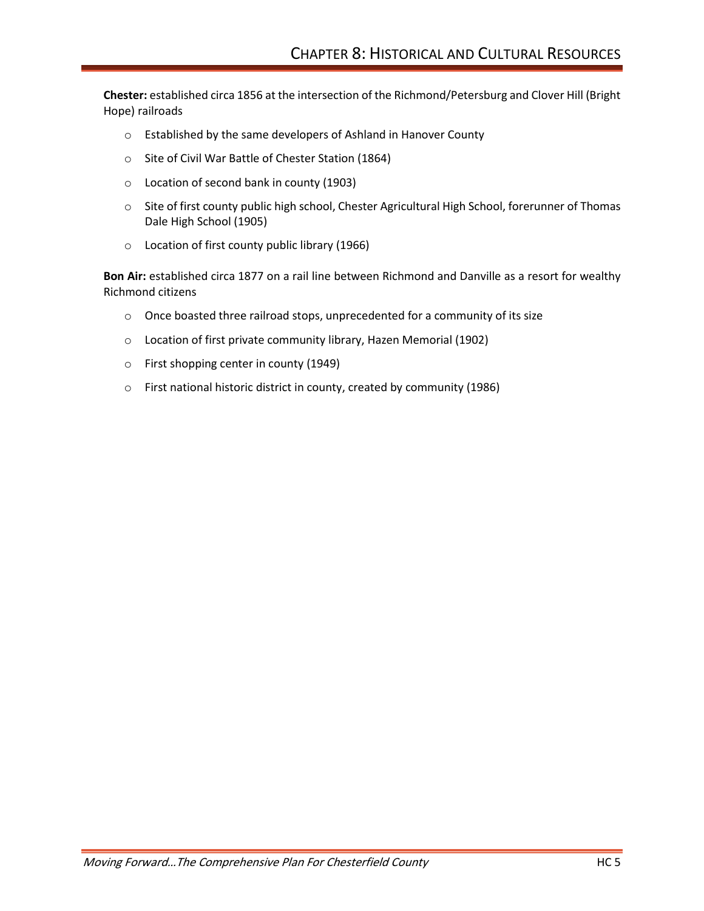**Chester:** established circa 1856 at the intersection of the Richmond/Petersburg and Clover Hill (Bright Hope) railroads

- Established by the same developers of Ashland in Hanover County
- Site of Civil War Battle of Chester Station (1864)
- Location of second bank in county (1903)
- Site of first county public high school, Chester Agricultural High School, forerunner of Thomas Dale High School (1905)
- Location of first county public library (1966)

**Bon Air:** established circa 1877 on a rail line between Richmond and Danville as a resort for wealthy Richmond citizens

- Once boasted three railroad stops, unprecedented for a community of its size
- Location of first private community library, Hazen Memorial (1902)
- First shopping center in county (1949)
- First national historic district in county, created by community (1986)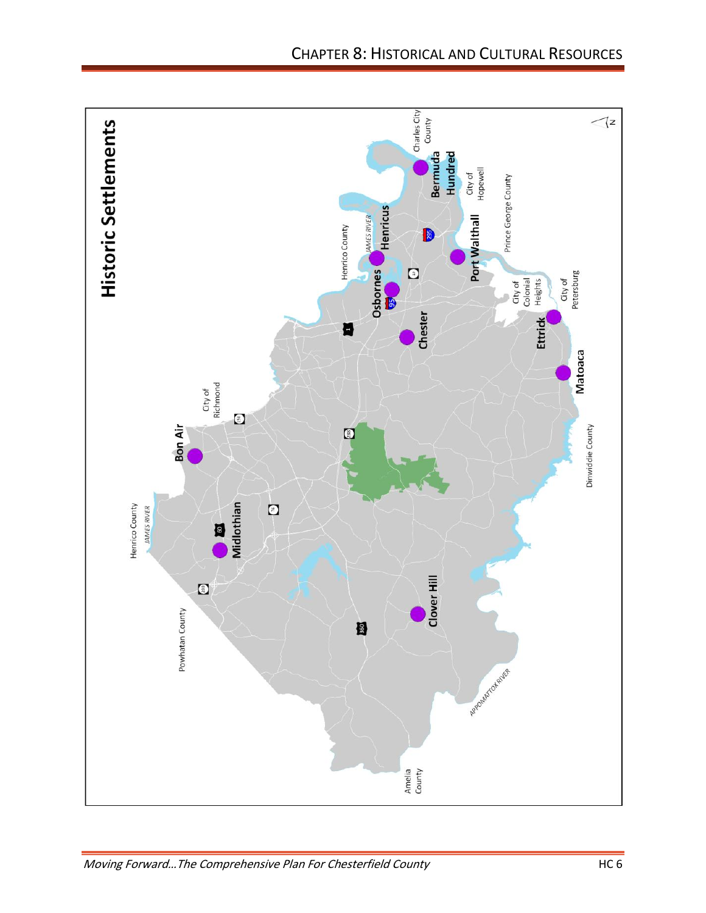# Historic Settlements

Bermuda Hundred

Henricus

Osbornes

Port Walthall

Chester

Ettrick

Matoaca

Bon Air

Midlothian

Clover Hill

Charles City County

City of Hopewell

Prince George County

Henrico County

JAMES RIVER

City of Colonial Heights

City of Petersburg

City of Richmond

Dinwiddie County

Powhatan County

Amelia County

APPOMATTOX RIVER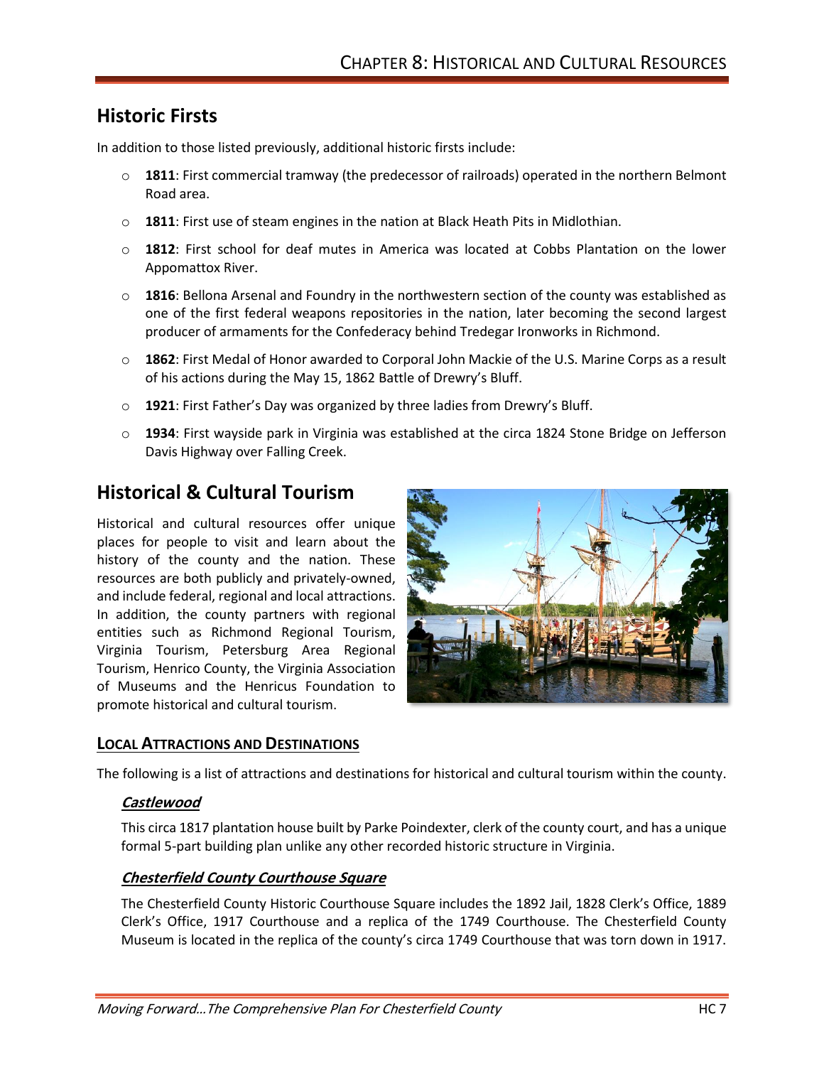## Historic Firsts

In addition to those listed previously, additional historic firsts include:

- **1811**: First commercial tramway (the predecessor of railroads) operated in the northern Belmont Road area.
- **1811**: First use of steam engines in the nation at Black Heath Pits in Midlothian.
- **1812**: First school for deaf mutes in America was located at Cobbs Plantation on the lower Appomattox River.
- **1816**: Bellona Arsenal and Foundry in the northwestern section of the county was established as one of the first federal weapons repositories in the nation, later becoming the second largest producer of armaments for the Confederacy behind Tredegar Ironworks in Richmond.
- **1862**: First Medal of Honor awarded to Corporal John Mackie of the U.S. Marine Corps as a result of his actions during the May 15, 1862 Battle of Drewry's Bluff.
- **1921**: First Father's Day was organized by three ladies from Drewry's Bluff.
- **1934**: First wayside park in Virginia was established at the circa 1824 Stone Bridge on Jefferson Davis Highway over Falling Creek.

## Historical & Cultural Tourism

Historical and cultural resources offer unique places for people to visit and learn about the history of the county and the nation. These resources are both publicly and privately-owned, and include federal, regional and local attractions. In addition, the county partners with regional entities such as Richmond Regional Tourism, Virginia Tourism, Petersburg Area Regional Tourism, Henrico County, the Virginia Association of Museums and the Henricus Foundation to promote historical and cultural tourism.

### Local Attractions and Destinations

The following is a list of attractions and destinations for historical and cultural tourism within the county.

#### *Castlewood*

This circa 1817 plantation house built by Parke Poindexter, clerk of the county court, and has a unique formal 5-part building plan unlike any other recorded historic structure in Virginia.

#### *Chesterfield County Courthouse Square*

The Chesterfield County Historic Courthouse Square includes the 1892 Jail, 1828 Clerk's Office, 1889 Clerk's Office, 1917 Courthouse and a replica of the 1749 Courthouse. The Chesterfield County Museum is located in the replica of the county's circa 1749 Courthouse that was torn down in 1917.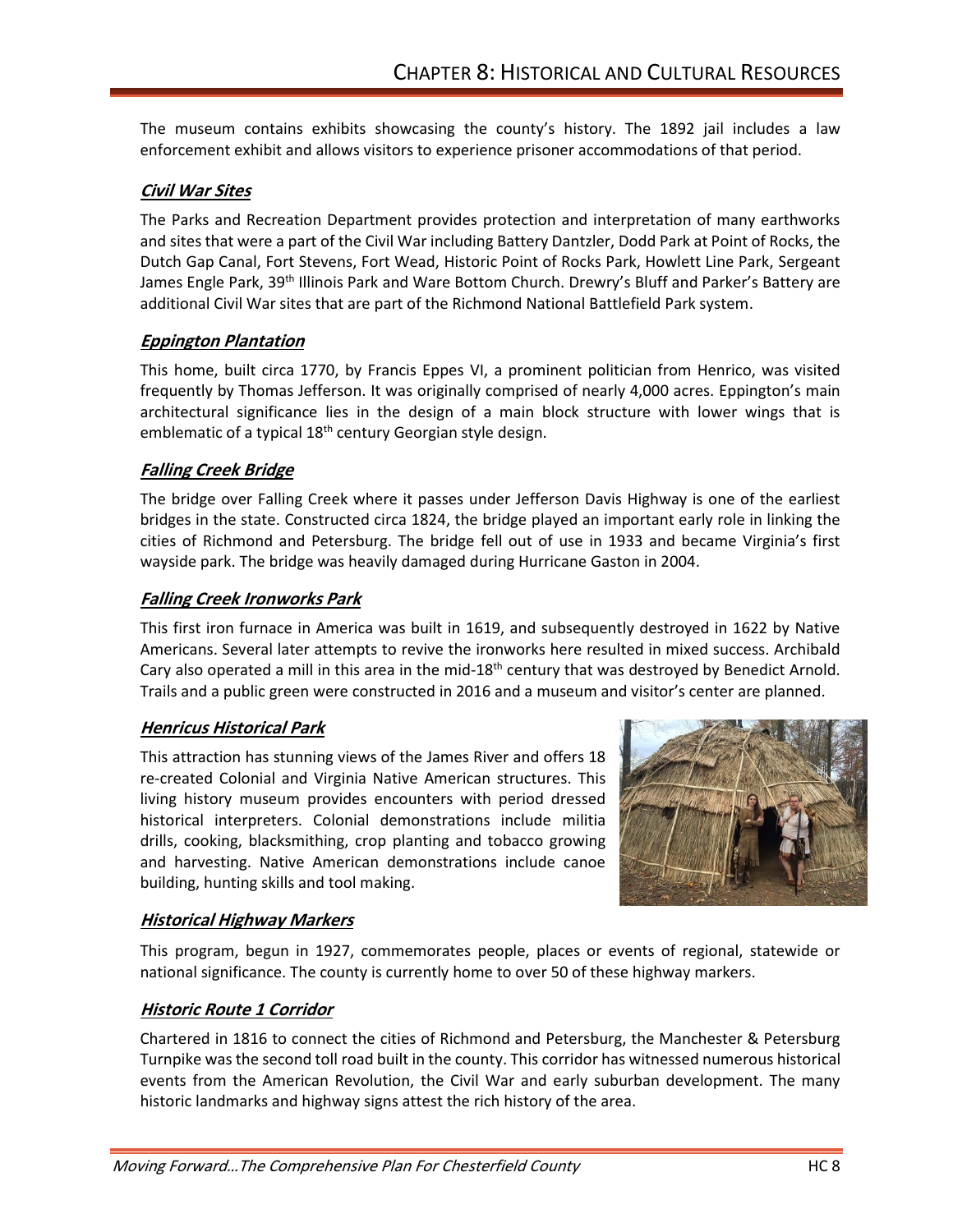The museum contains exhibits showcasing the county's history. The 1892 jail includes a law enforcement exhibit and allows visitors to experience prisoner accommodations of that period.

### ***Civil War Sites***

The Parks and Recreation Department provides protection and interpretation of many earthworks and sites that were a part of the Civil War including Battery Dantzler, Dodd Park at Point of Rocks, the Dutch Gap Canal, Fort Stevens, Fort Wead, Historic Point of Rocks Park, Howlett Line Park, Sergeant James Engle Park, 39th Illinois Park and Ware Bottom Church. Drewry's Bluff and Parker's Battery are additional Civil War sites that are part of the Richmond National Battlefield Park system.

### ***Eppington Plantation***

This home, built circa 1770, by Francis Eppes VI, a prominent politician from Henrico, was visited frequently by Thomas Jefferson. It was originally comprised of nearly 4,000 acres. Eppington's main architectural significance lies in the design of a main block structure with lower wings that is emblematic of a typical 18th century Georgian style design.

### ***Falling Creek Bridge***

The bridge over Falling Creek where it passes under Jefferson Davis Highway is one of the earliest bridges in the state. Constructed circa 1824, the bridge played an important early role in linking the cities of Richmond and Petersburg. The bridge fell out of use in 1933 and became Virginia's first wayside park. The bridge was heavily damaged during Hurricane Gaston in 2004.

### ***Falling Creek Ironworks Park***

This first iron furnace in America was built in 1619, and subsequently destroyed in 1622 by Native Americans. Several later attempts to revive the ironworks here resulted in mixed success. Archibald Cary also operated a mill in this area in the mid-18th century that was destroyed by Benedict Arnold. Trails and a public green were constructed in 2016 and a museum and visitor's center are planned.

### ***Henricus Historical Park***

This attraction has stunning views of the James River and offers 18 re-created Colonial and Virginia Native American structures. This living history museum provides encounters with period dressed historical interpreters. Colonial demonstrations include militia drills, cooking, blacksmithing, crop planting and tobacco growing and harvesting. Native American demonstrations include canoe building, hunting skills and tool making.

### ***Historical Highway Markers***

This program, begun in 1927, commemorates people, places or events of regional, statewide or national significance. The county is currently home to over 50 of these highway markers.

### ***Historic Route 1 Corridor***

Chartered in 1816 to connect the cities of Richmond and Petersburg, the Manchester & Petersburg Turnpike was the second toll road built in the county. This corridor has witnessed numerous historical events from the American Revolution, the Civil War and early suburban development. The many historic landmarks and highway signs attest the rich history of the area.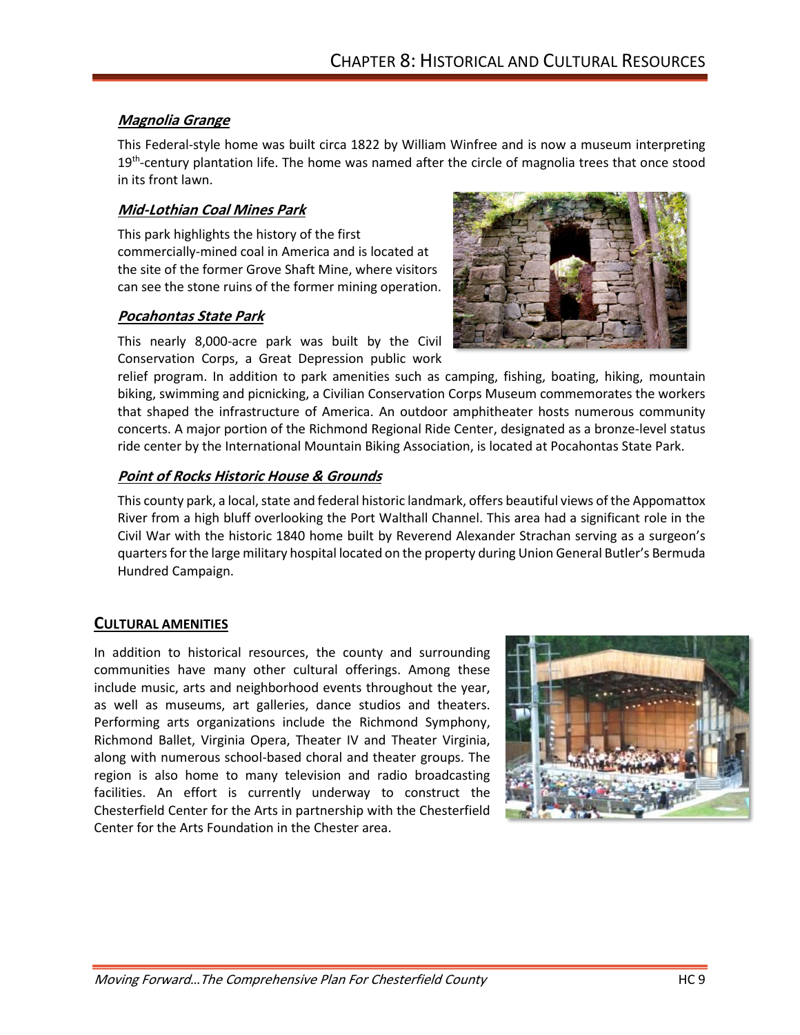### *Magnolia Grange*

This Federal-style home was built circa 1822 by William Winfree and is now a museum interpreting 19th-century plantation life. The home was named after the circle of magnolia trees that once stood in its front lawn.

### *Mid-Lothian Coal Mines Park*

This park highlights the history of the first commercially-mined coal in America and is located at the site of the former Grove Shaft Mine, where visitors can see the stone ruins of the former mining operation.

### *Pocahontas State Park*

This nearly 8,000-acre park was built by the Civil Conservation Corps, a Great Depression public work relief program. In addition to park amenities such as camping, fishing, boating, hiking, mountain biking, swimming and picnicking, a Civilian Conservation Corps Museum commemorates the workers that shaped the infrastructure of America. An outdoor amphitheater hosts numerous community concerts. A major portion of the Richmond Regional Ride Center, designated as a bronze-level status ride center by the International Mountain Biking Association, is located at Pocahontas State Park.

### *Point of Rocks Historic House & Grounds*

This county park, a local, state and federal historic landmark, offers beautiful views of the Appomattox River from a high bluff overlooking the Port Walthall Channel. This area had a significant role in the Civil War with the historic 1840 home built by Reverend Alexander Strachan serving as a surgeon's quarters for the large military hospital located on the property during Union General Butler's Bermuda Hundred Campaign.

## CULTURAL AMENITIES

In addition to historical resources, the county and surrounding communities have many other cultural offerings. Among these include music, arts and neighborhood events throughout the year, as well as museums, art galleries, dance studios and theaters. Performing arts organizations include the Richmond Symphony, Richmond Ballet, Virginia Opera, Theater IV and Theater Virginia, along with numerous school-based choral and theater groups. The region is also home to many television and radio broadcasting facilities. An effort is currently underway to construct the Chesterfield Center for the Arts in partnership with the Chesterfield Center for the Arts Foundation in the Chester area.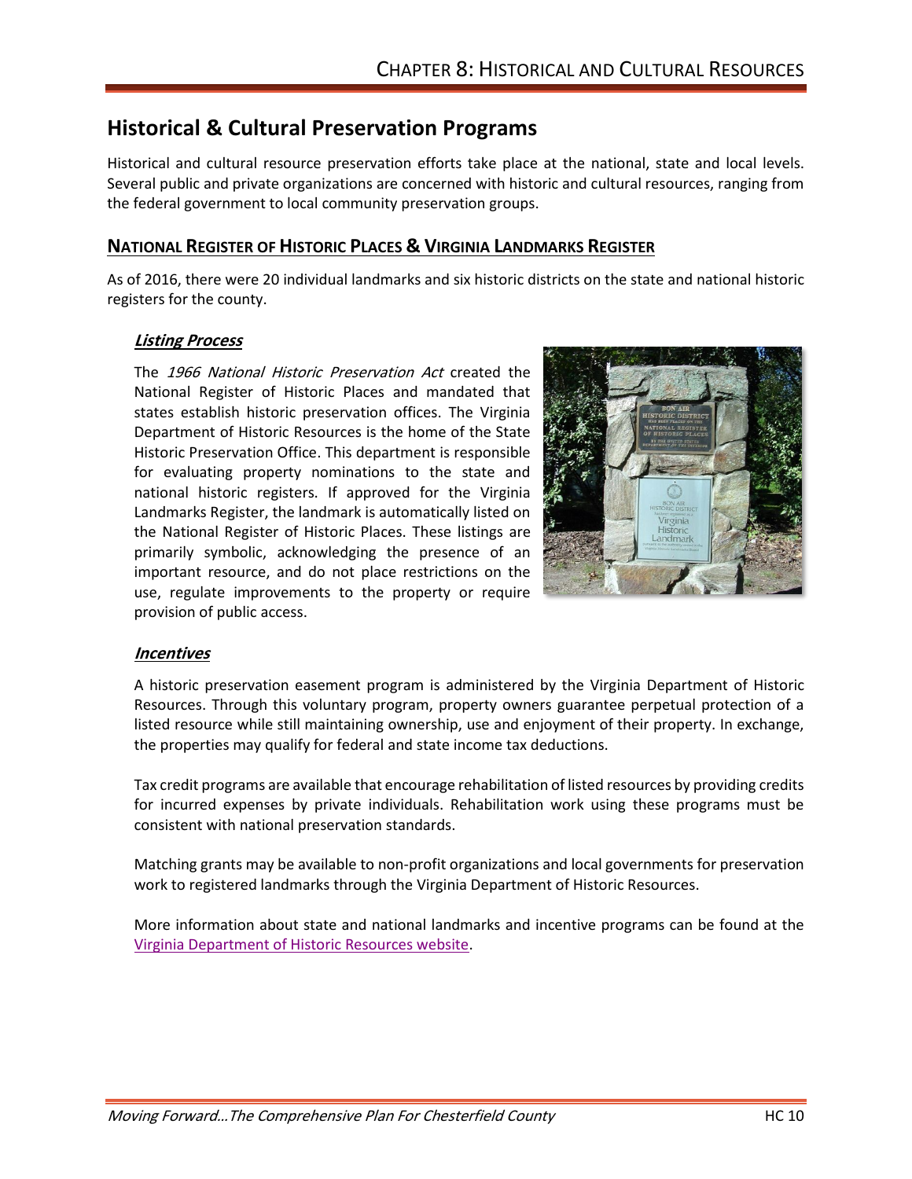## Historical & Cultural Preservation Programs

Historical and cultural resource preservation efforts take place at the national, state and local levels. Several public and private organizations are concerned with historic and cultural resources, ranging from the federal government to local community preservation groups.

### National Register of Historic Places & Virginia Landmarks Register

As of 2016, there were 20 individual landmarks and six historic districts on the state and national historic registers for the county.

#### *Listing Process*

The *1966 National Historic Preservation Act* created the National Register of Historic Places and mandated that states establish historic preservation offices. The Virginia Department of Historic Resources is the home of the State Historic Preservation Office. This department is responsible for evaluating property nominations to the state and national historic registers. If approved for the Virginia Landmarks Register, the landmark is automatically listed on the National Register of Historic Places. These listings are primarily symbolic, acknowledging the presence of an important resource, and do not place restrictions on the use, regulate improvements to the property or require provision of public access.

#### *Incentives*

A historic preservation easement program is administered by the Virginia Department of Historic Resources. Through this voluntary program, property owners guarantee perpetual protection of a listed resource while still maintaining ownership, use and enjoyment of their property. In exchange, the properties may qualify for federal and state income tax deductions.

Tax credit programs are available that encourage rehabilitation of listed resources by providing credits for incurred expenses by private individuals. Rehabilitation work using these programs must be consistent with national preservation standards.

Matching grants may be available to non-profit organizations and local governments for preservation work to registered landmarks through the Virginia Department of Historic Resources.

More information about state and national landmarks and incentive programs can be found at the Virginia Department of Historic Resources website.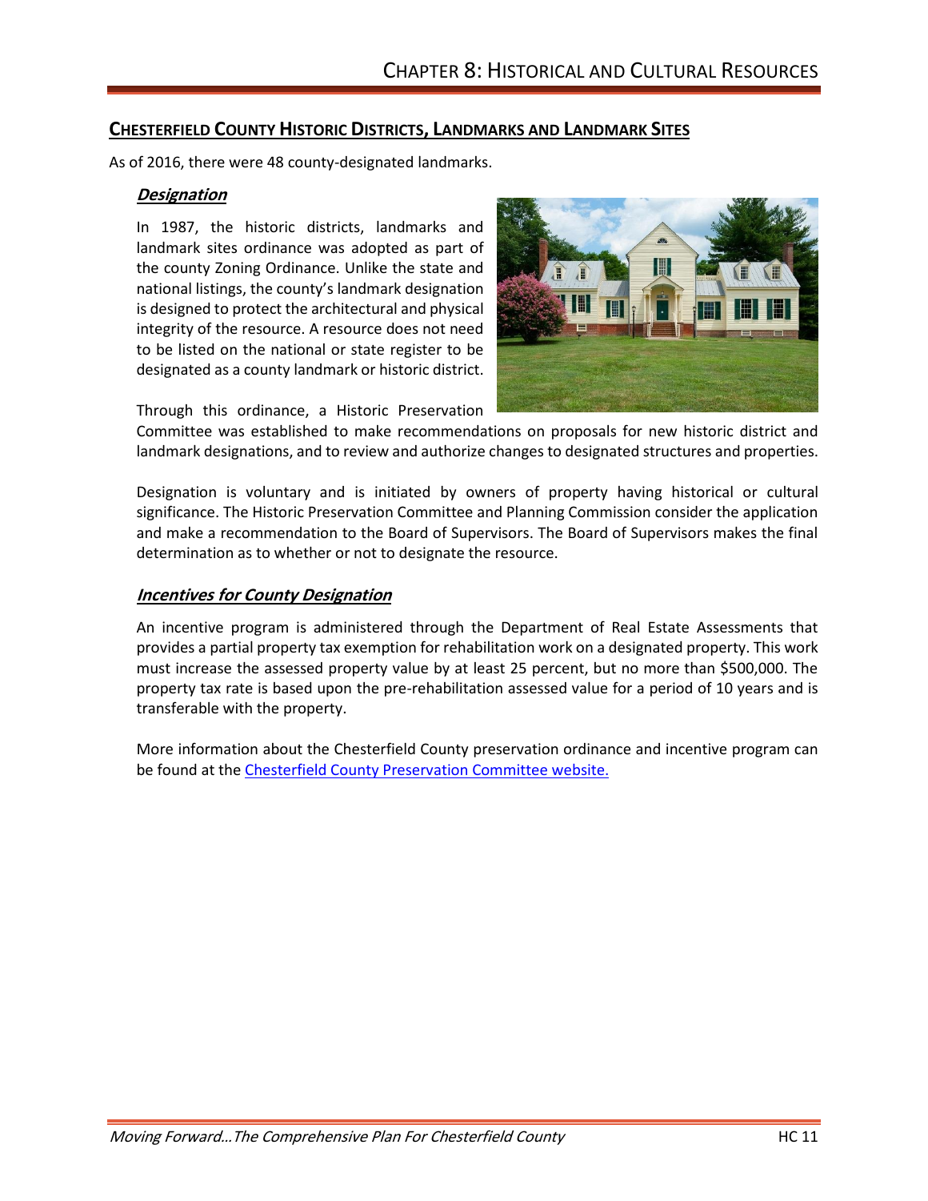## Chesterfield County Historic Districts, Landmarks and Landmark Sites

As of 2016, there were 48 county-designated landmarks.

### *Designation*

In 1987, the historic districts, landmarks and landmark sites ordinance was adopted as part of the county Zoning Ordinance. Unlike the state and national listings, the county's landmark designation is designed to protect the architectural and physical integrity of the resource. A resource does not need to be listed on the national or state register to be designated as a county landmark or historic district.

Through this ordinance, a Historic Preservation Committee was established to make recommendations on proposals for new historic district and landmark designations, and to review and authorize changes to designated structures and properties.

Designation is voluntary and is initiated by owners of property having historical or cultural significance. The Historic Preservation Committee and Planning Commission consider the application and make a recommendation to the Board of Supervisors. The Board of Supervisors makes the final determination as to whether or not to designate the resource.

### *Incentives for County Designation*

An incentive program is administered through the Department of Real Estate Assessments that provides a partial property tax exemption for rehabilitation work on a designated property. This work must increase the assessed property value by at least 25 percent, but no more than $500,000. The property tax rate is based upon the pre-rehabilitation assessed value for a period of 10 years and is transferable with the property.

More information about the Chesterfield County preservation ordinance and incentive program can be found at the Chesterfield County Preservation Committee website.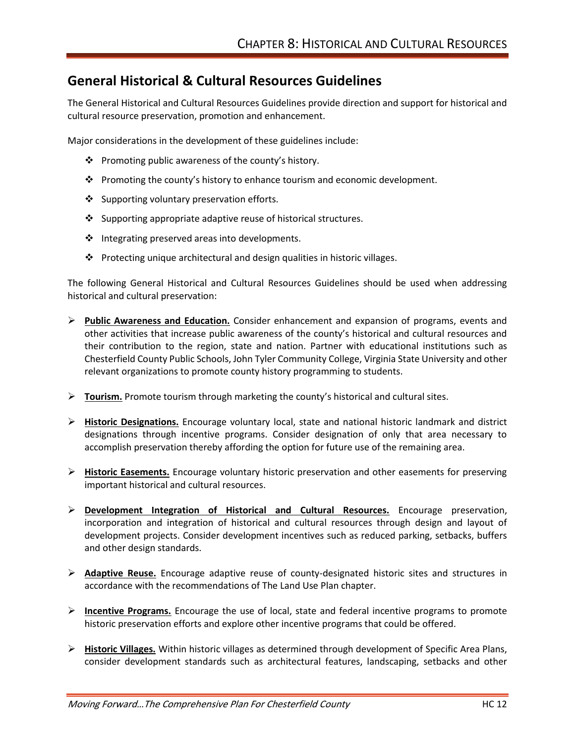## General Historical & Cultural Resources Guidelines

The General Historical and Cultural Resources Guidelines provide direction and support for historical and cultural resource preservation, promotion and enhancement.

Major considerations in the development of these guidelines include:

- Promoting public awareness of the county's history.
- Promoting the county's history to enhance tourism and economic development.
- Supporting voluntary preservation efforts.
- Supporting appropriate adaptive reuse of historical structures.
- Integrating preserved areas into developments.
- Protecting unique architectural and design qualities in historic villages.

The following General Historical and Cultural Resources Guidelines should be used when addressing historical and cultural preservation:

- **Public Awareness and Education.** Consider enhancement and expansion of programs, events and other activities that increase public awareness of the county's historical and cultural resources and their contribution to the region, state and nation. Partner with educational institutions such as Chesterfield County Public Schools, John Tyler Community College, Virginia State University and other relevant organizations to promote county history programming to students.

- **Tourism.** Promote tourism through marketing the county's historical and cultural sites.

- **Historic Designations.** Encourage voluntary local, state and national historic landmark and district designations through incentive programs. Consider designation of only that area necessary to accomplish preservation thereby affording the option for future use of the remaining area.

- **Historic Easements.** Encourage voluntary historic preservation and other easements for preserving important historical and cultural resources.

- **Development Integration of Historical and Cultural Resources.** Encourage preservation, incorporation and integration of historical and cultural resources through design and layout of development projects. Consider development incentives such as reduced parking, setbacks, buffers and other design standards.

- **Adaptive Reuse.** Encourage adaptive reuse of county-designated historic sites and structures in accordance with the recommendations of The Land Use Plan chapter.

- **Incentive Programs.** Encourage the use of local, state and federal incentive programs to promote historic preservation efforts and explore other incentive programs that could be offered.

- **Historic Villages.** Within historic villages as determined through development of Specific Area Plans, consider development standards such as architectural features, landscaping, setbacks and other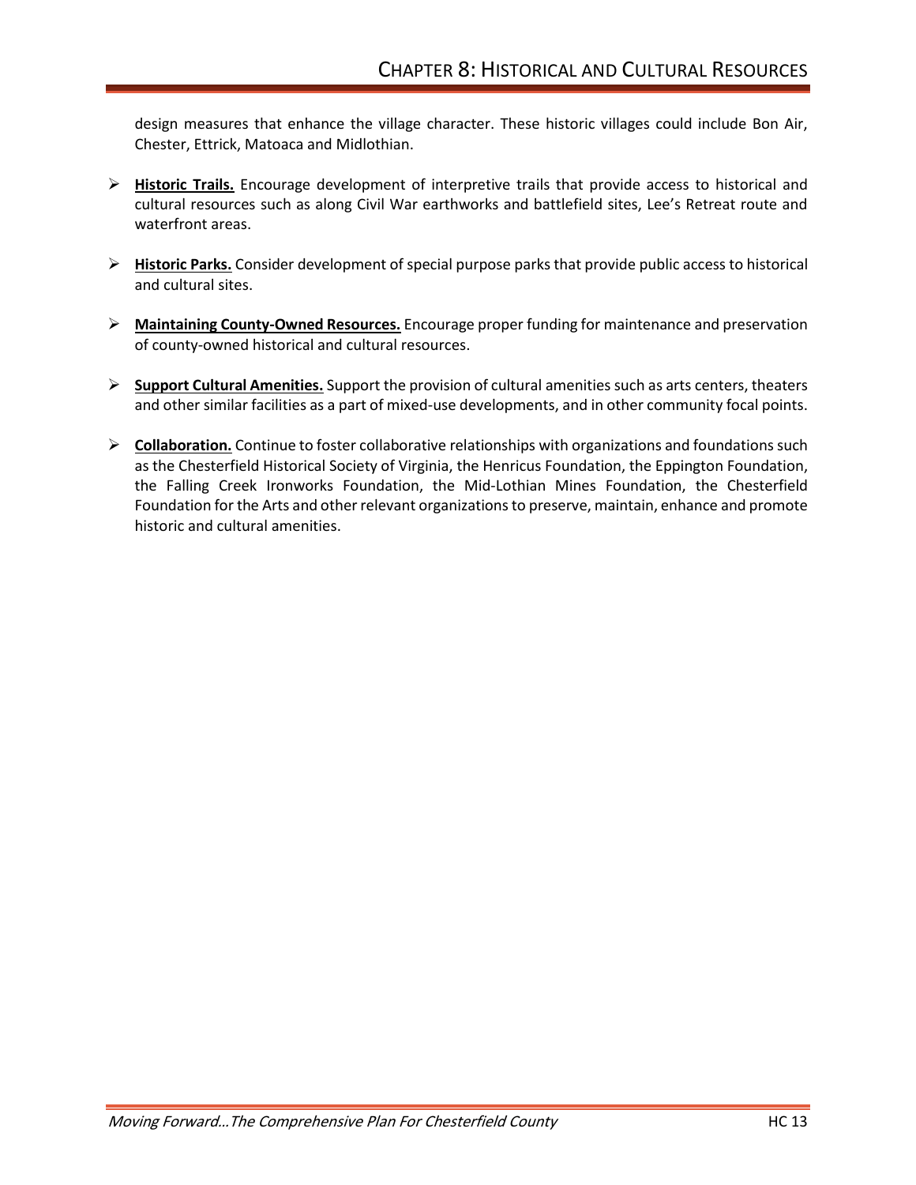design measures that enhance the village character. These historic villages could include Bon Air, Chester, Ettrick, Matoaca and Midlothian.

- **Historic Trails.** Encourage development of interpretive trails that provide access to historical and cultural resources such as along Civil War earthworks and battlefield sites, Lee's Retreat route and waterfront areas.

- **Historic Parks.** Consider development of special purpose parks that provide public access to historical and cultural sites.

- **Maintaining County-Owned Resources.** Encourage proper funding for maintenance and preservation of county-owned historical and cultural resources.

- **Support Cultural Amenities.** Support the provision of cultural amenities such as arts centers, theaters and other similar facilities as a part of mixed-use developments, and in other community focal points.

- **Collaboration.** Continue to foster collaborative relationships with organizations and foundations such as the Chesterfield Historical Society of Virginia, the Henricus Foundation, the Eppington Foundation, the Falling Creek Ironworks Foundation, the Mid-Lothian Mines Foundation, the Chesterfield Foundation for the Arts and other relevant organizations to preserve, maintain, enhance and promote historic and cultural amenities.